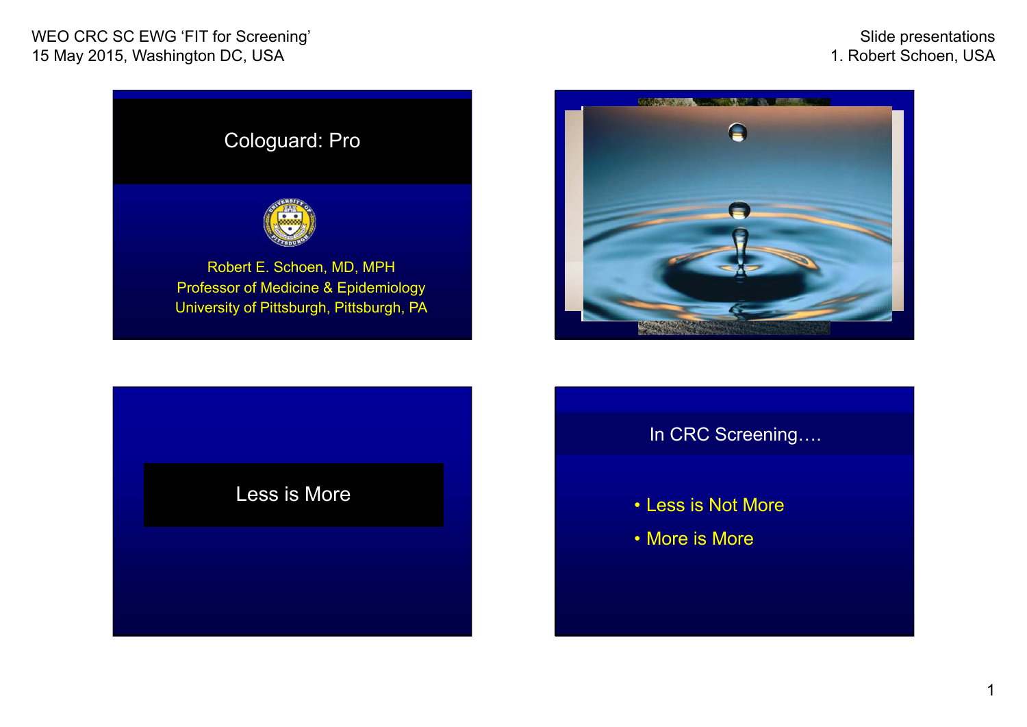# Cologuard: Pro

Robert E. Schoen, MD, MPH
Professor of Medicine & Epidemiology
University of Pittsburgh, Pittsburgh, PA

---

## Less is More

---

## In CRC Screening….

- Less is Not More
- More is More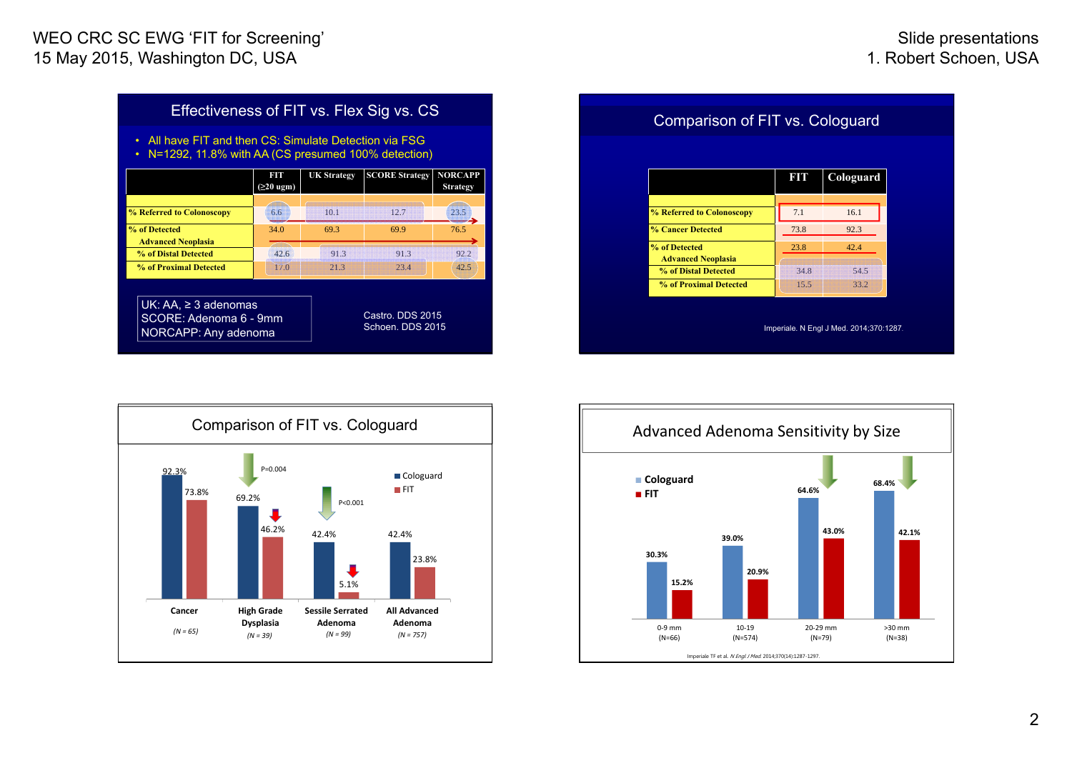WEO CRC SC EWG 'FIT for Screening'
15 May 2015, Washington DC, USA

Slide presentations
1. Robert Schoen, USA

## Effectiveness of FIT vs. Flex Sig vs. CS

- All have FIT and then CS: Simulate Detection via FSG
- N=1292, 11.8% with AA (CS presumed 100% detection)

| | FIT (≥20 ugm) | UK Strategy | SCORE Strategy | NORCAPP Strategy |
|---|---|---|---|---|
| % Referred to Colonoscopy | 6.6 | 10.1 | 12.7 | 23.5 |
| % of Detected Advanced Neoplasia | 34.0 | 69.3 | 69.9 | 76.5 |
| % of Distal Detected | 42.6 | 91.3 | 91.3 | 92.2 |
| % of Proximal Detected | 17.0 | 21.3 | 23.4 | 42.5 |

UK: AA, ≥ 3 adenomas
SCORE: Adenoma 6 - 9mm
NORCAPP: Any adenoma

Castro. DDS 2015
Schoen. DDS 2015

## Comparison of FIT vs. Cologuard

| | FIT | Cologuard |
|---|---|---|
| % Referred to Colonoscopy | 7.1 | 16.1 |
| % Cancer Detected | 73.8 | 92.3 |
| % of Detected Advanced Neoplasia | 23.8 | 42.4 |
| % of Distal Detected | 34.8 | 54.5 |
| % of Proximal Detected | 15.5 | 33.2 |

Imperiale. N Engl J Med. 2014;370:1287.

## Comparison of FIT vs. Cologuard

| | Cologuard | FIT | |
|---|---|---|---|
| Cancer (N = 65) | 92.3% | 73.8% | |
| High Grade Dysplasia (N = 39) | 69.2% | 46.2% | P=0.004 |
| Sessile Serrated Adenoma (N = 99) | 42.4% | 5.1% | P<0.001 |
| All Advanced Adenoma (N = 757) | 42.4% | 23.8% | |

## Advanced Adenoma Sensitivity by Size

| | Cologuard | FIT |
|---|---|---|
| 0-9 mm (N=66) | 30.3% | 15.2% |
| 10-19 (N=574) | 39.0% | 20.9% |
| 20-29 mm (N=79) | 64.6% | 43.0% |
| >30 mm (N=38) | 68.4% | 42.1% |

Imperiale TF et al. *N Engl J Med.* 2014;370(14):1287-1297.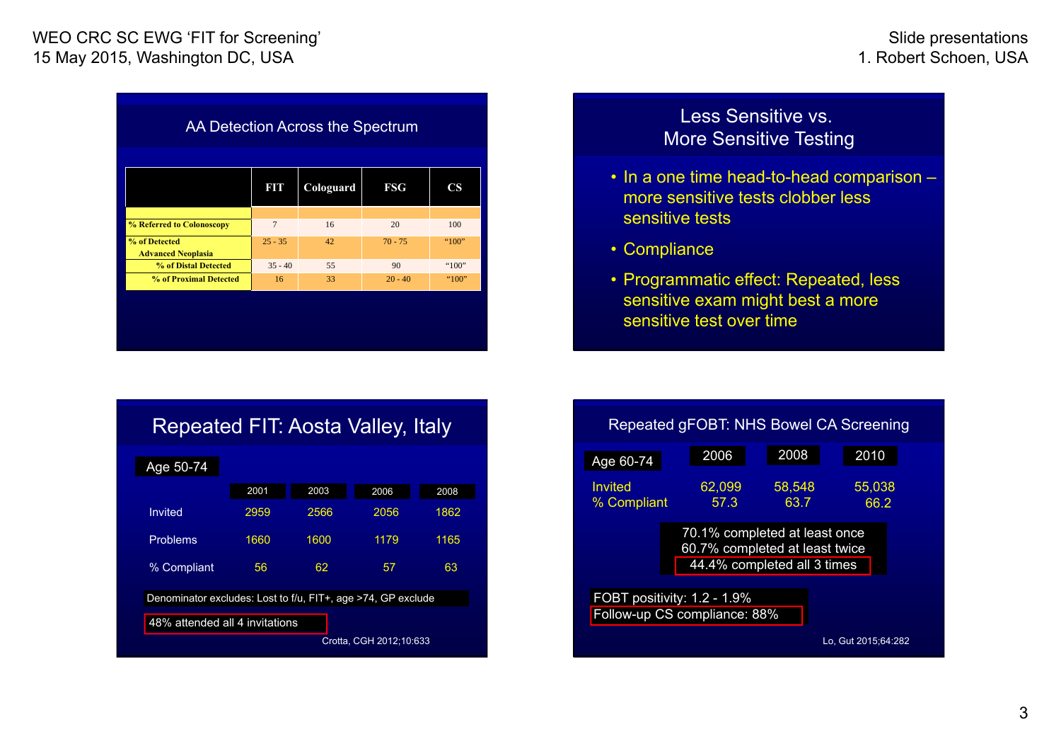## AA Detection Across the Spectrum

| | FIT | Cologuard | FSG | CS |
|---|---|---|---|---|
| % Referred to Colonoscopy | 7 | 16 | 20 | 100 |
| % of Detected Advanced Neoplasia | 25 - 35 | 42 | 70 - 75 | "100" |
| % of Distal Detected | 35 - 40 | 55 | 90 | "100" |
| % of Proximal Detected | 16 | 33 | 20 - 40 | "100" |

## Less Sensitive vs. More Sensitive Testing

- In a one time head-to-head comparison – more sensitive tests clobber less sensitive tests
- Compliance
- Programmatic effect: Repeated, less sensitive exam might best a more sensitive test over time

## Repeated FIT: Aosta Valley, Italy

| Age 50-74 | 2001 | 2003 | 2006 | 2008 |
|---|---|---|---|---|
| Invited | 2959 | 2566 | 2056 | 1862 |
| Problems | 1660 | 1600 | 1179 | 1165 |
| % Compliant | 56 | 62 | 57 | 63 |

Denominator excludes: Lost to f/u, FIT+, age >74, GP exclude

48% attended all 4 invitations

Crotta, CGH 2012;10:633

## Repeated gFOBT: NHS Bowel CA Screening

| Age 60-74 | 2006 | 2008 | 2010 |
|---|---|---|---|
| Invited | 62,099 | 58,548 | 55,038 |
| % Compliant | 57.3 | 63.7 | 66.2 |

70.1% completed at least once
60.7% completed at least twice
44.4% completed all 3 times

FOBT positivity: 1.2 - 1.9%
Follow-up CS compliance: 88%

Lo, Gut 2015;64:282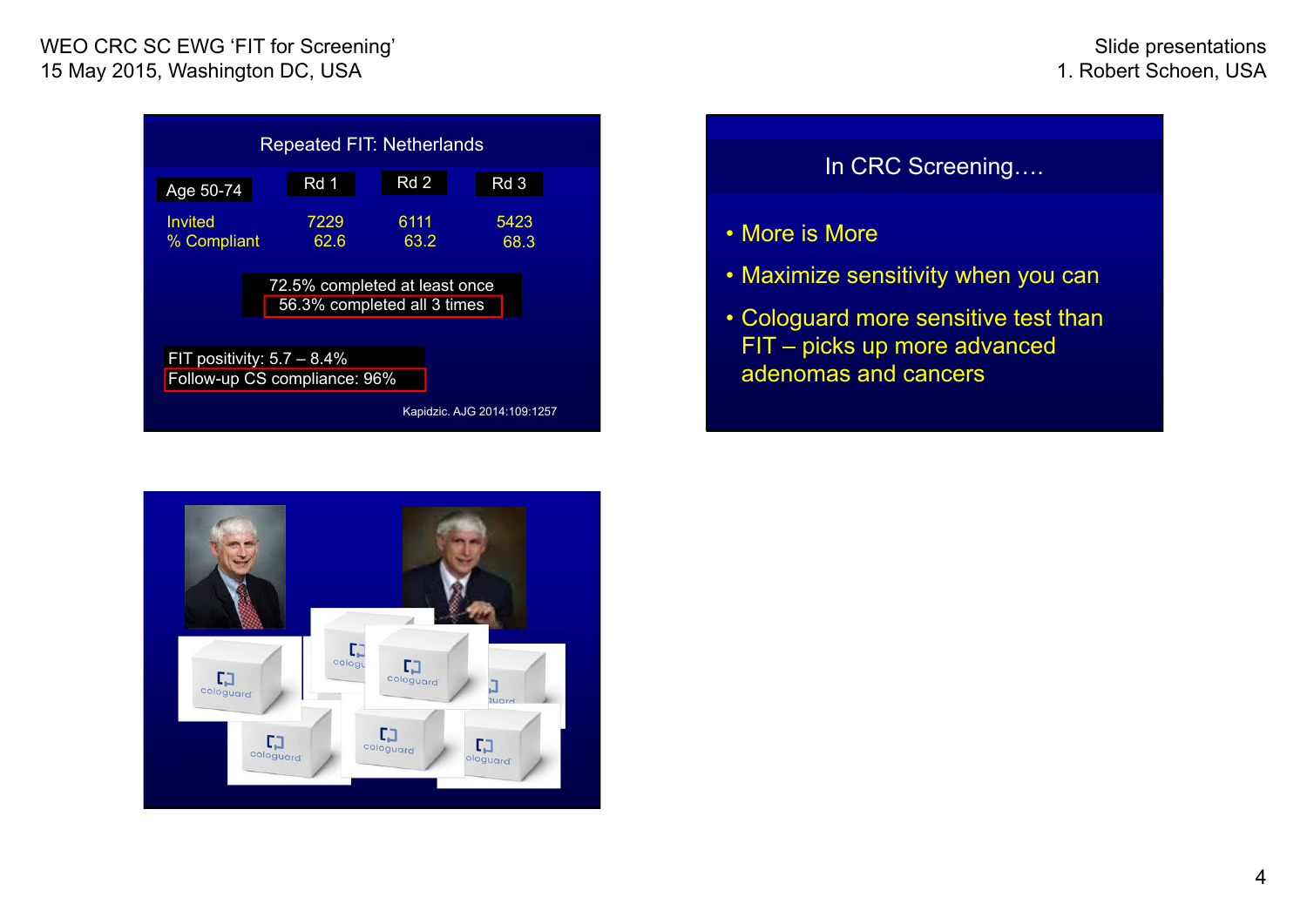## Repeated FIT: Netherlands

| Age 50-74 | Rd 1 | Rd 2 | Rd 3 |
|---|---|---|---|
| Invited | 7229 | 6111 | 5423 |
| % Compliant | 62.6 | 63.2 | 68.3 |

72.5% completed at least once
56.3% completed all 3 times

FIT positivity: 5.7 – 8.4%
Follow-up CS compliance: 96%

Kapidzic. AJG 2014:109:1257

## In CRC Screening….

- More is More
- Maximize sensitivity when you can
- Cologuard more sensitive test than FIT – picks up more advanced adenomas and cancers